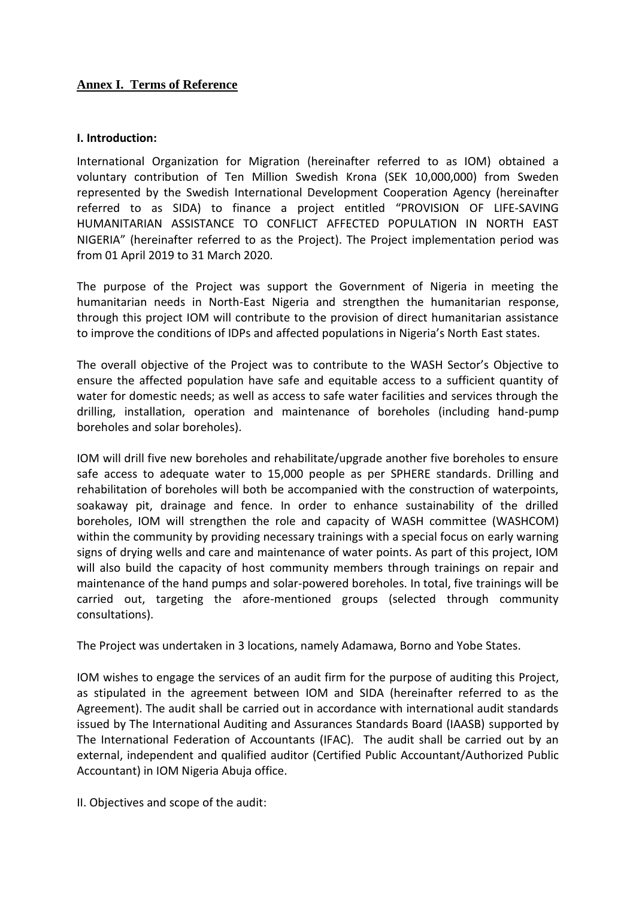## **Annex I. Terms of Reference**

**I. Introduction:**

International Organization for Migration (hereinafter referred to as IOM) obtained a voluntary contribution of Ten Million Swedish Krona (SEK 10,000,000) from Sweden represented by the Swedish International Development Cooperation Agency (hereinafter referred to as SIDA) to finance a project entitled "PROVISION OF LIFE-SAVING HUMANITARIAN ASSISTANCE TO CONFLICT AFFECTED POPULATION IN NORTH EAST NIGERIA" (hereinafter referred to as the Project). The Project implementation period was from 01 April 2019 to 31 March 2020.

The purpose of the Project was support the Government of Nigeria in meeting the humanitarian needs in North-East Nigeria and strengthen the humanitarian response, through this project IOM will contribute to the provision of direct humanitarian assistance to improve the conditions of IDPs and affected populations in Nigeria's North East states.

The overall objective of the Project was to contribute to the WASH Sector's Objective to ensure the affected population have safe and equitable access to a sufficient quantity of water for domestic needs; as well as access to safe water facilities and services through the drilling, installation, operation and maintenance of boreholes (including hand-pump boreholes and solar boreholes).

IOM will drill five new boreholes and rehabilitate/upgrade another five boreholes to ensure safe access to adequate water to 15,000 people as per SPHERE standards. Drilling and rehabilitation of boreholes will both be accompanied with the construction of waterpoints, soakaway pit, drainage and fence. In order to enhance sustainability of the drilled boreholes, IOM will strengthen the role and capacity of WASH committee (WASHCOM) within the community by providing necessary trainings with a special focus on early warning signs of drying wells and care and maintenance of water points. As part of this project, IOM will also build the capacity of host community members through trainings on repair and maintenance of the hand pumps and solar-powered boreholes. In total, five trainings will be carried out, targeting the afore-mentioned groups (selected through community consultations).

The Project was undertaken in 3 locations, namely Adamawa, Borno and Yobe States.

IOM wishes to engage the services of an audit firm for the purpose of auditing this Project, as stipulated in the agreement between IOM and SIDA (hereinafter referred to as the Agreement). The audit shall be carried out in accordance with international audit standards issued by The International Auditing and Assurances Standards Board (IAASB) supported by The International Federation of Accountants (IFAC). The audit shall be carried out by an external, independent and qualified auditor (Certified Public Accountant/Authorized Public Accountant) in IOM Nigeria Abuja office.

II. Objectives and scope of the audit: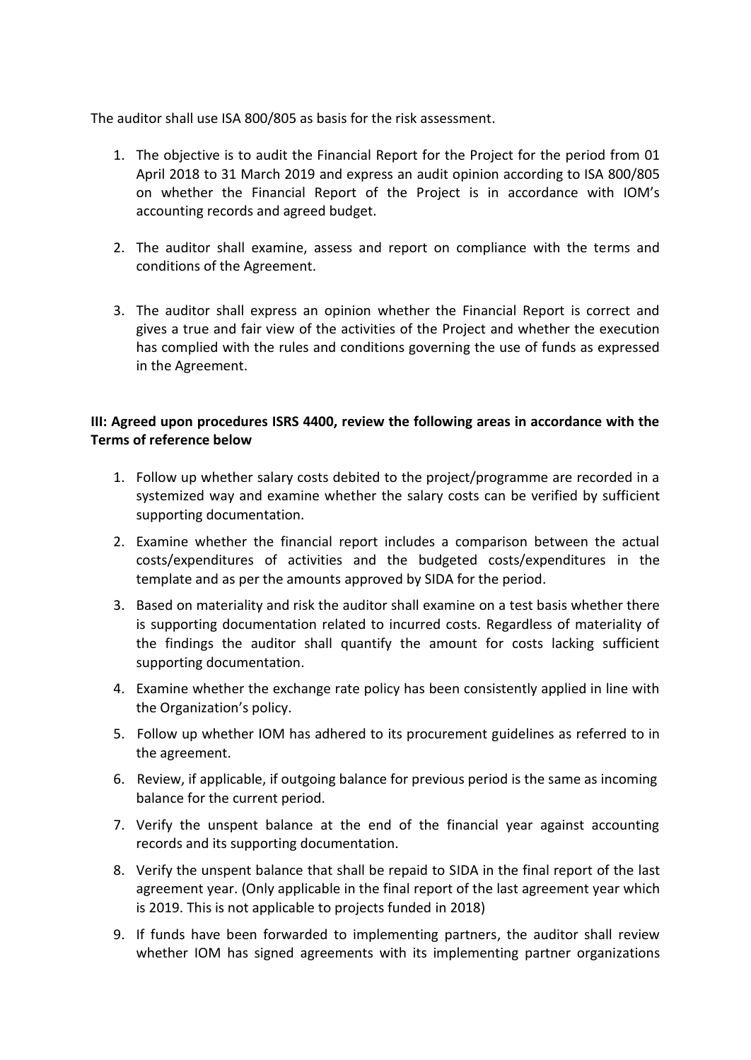The auditor shall use ISA 800/805 as basis for the risk assessment.

1. The objective is to audit the Financial Report for the Project for the period from 01 April 2018 to 31 March 2019 and express an audit opinion according to ISA 800/805 on whether the Financial Report of the Project is in accordance with IOM's accounting records and agreed budget.

2. The auditor shall examine, assess and report on compliance with the terms and conditions of the Agreement.

3. The auditor shall express an opinion whether the Financial Report is correct and gives a true and fair view of the activities of the Project and whether the execution has complied with the rules and conditions governing the use of funds as expressed in the Agreement.

**III: Agreed upon procedures ISRS 4400, review the following areas in accordance with the Terms of reference below**

1. Follow up whether salary costs debited to the project/programme are recorded in a systemized way and examine whether the salary costs can be verified by sufficient supporting documentation.
2. Examine whether the financial report includes a comparison between the actual costs/expenditures of activities and the budgeted costs/expenditures in the template and as per the amounts approved by SIDA for the period.
3. Based on materiality and risk the auditor shall examine on a test basis whether there is supporting documentation related to incurred costs. Regardless of materiality of the findings the auditor shall quantify the amount for costs lacking sufficient supporting documentation.
4. Examine whether the exchange rate policy has been consistently applied in line with the Organization's policy.
5. Follow up whether IOM has adhered to its procurement guidelines as referred to in the agreement.
6. Review, if applicable, if outgoing balance for previous period is the same as incoming balance for the current period.
7. Verify the unspent balance at the end of the financial year against accounting records and its supporting documentation.
8. Verify the unspent balance that shall be repaid to SIDA in the final report of the last agreement year. (Only applicable in the final report of the last agreement year which is 2019. This is not applicable to projects funded in 2018)
9. If funds have been forwarded to implementing partners, the auditor shall review whether IOM has signed agreements with its implementing partner organizations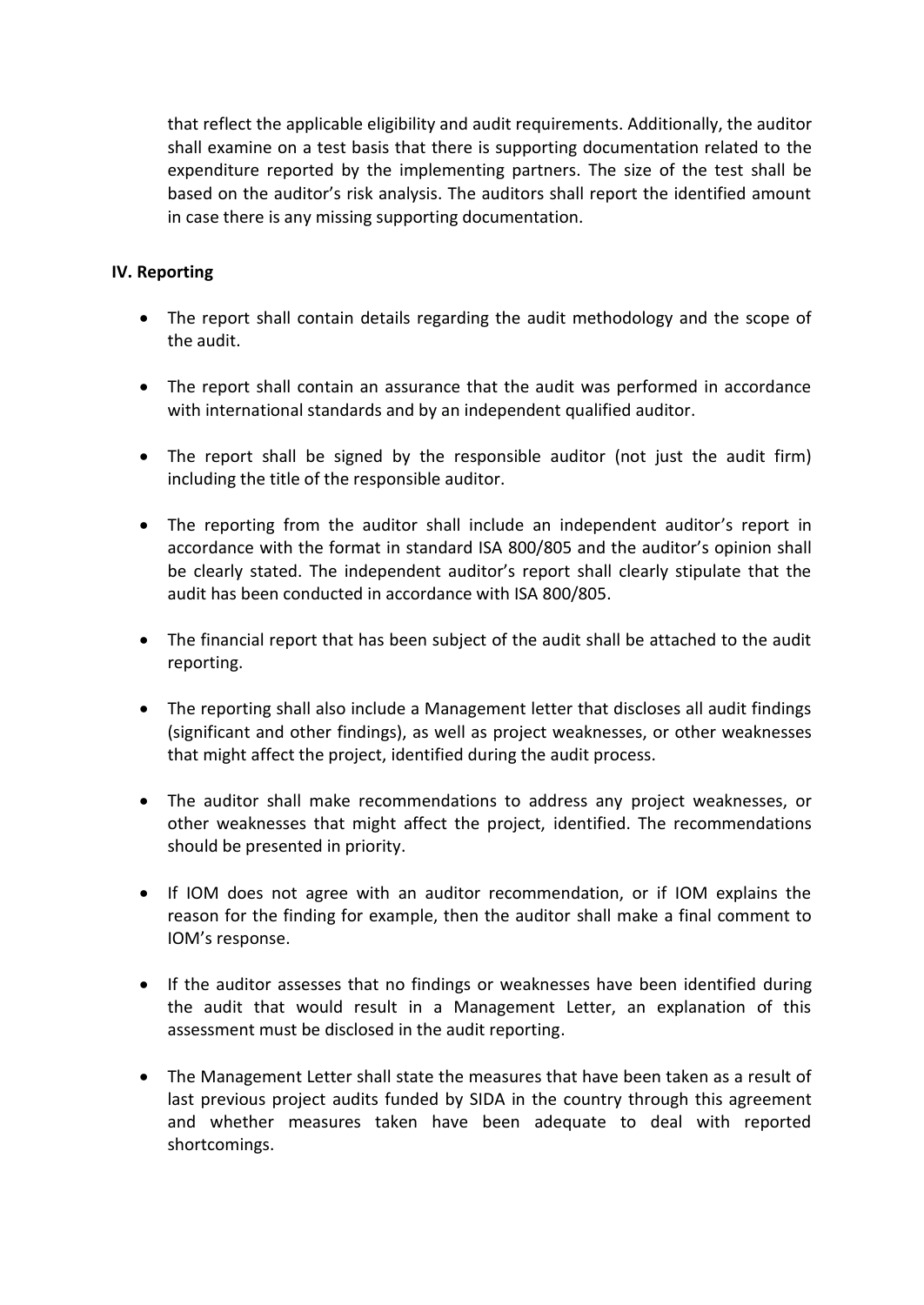that reflect the applicable eligibility and audit requirements. Additionally, the auditor shall examine on a test basis that there is supporting documentation related to the expenditure reported by the implementing partners. The size of the test shall be based on the auditor's risk analysis. The auditors shall report the identified amount in case there is any missing supporting documentation.

**IV. Reporting**

- The report shall contain details regarding the audit methodology and the scope of the audit.
- The report shall contain an assurance that the audit was performed in accordance with international standards and by an independent qualified auditor.
- The report shall be signed by the responsible auditor (not just the audit firm) including the title of the responsible auditor.
- The reporting from the auditor shall include an independent auditor's report in accordance with the format in standard ISA 800/805 and the auditor's opinion shall be clearly stated. The independent auditor's report shall clearly stipulate that the audit has been conducted in accordance with ISA 800/805.
- The financial report that has been subject of the audit shall be attached to the audit reporting.
- The reporting shall also include a Management letter that discloses all audit findings (significant and other findings), as well as project weaknesses, or other weaknesses that might affect the project, identified during the audit process.
- The auditor shall make recommendations to address any project weaknesses, or other weaknesses that might affect the project, identified. The recommendations should be presented in priority.
- If IOM does not agree with an auditor recommendation, or if IOM explains the reason for the finding for example, then the auditor shall make a final comment to IOM's response.
- If the auditor assesses that no findings or weaknesses have been identified during the audit that would result in a Management Letter, an explanation of this assessment must be disclosed in the audit reporting.
- The Management Letter shall state the measures that have been taken as a result of last previous project audits funded by SIDA in the country through this agreement and whether measures taken have been adequate to deal with reported shortcomings.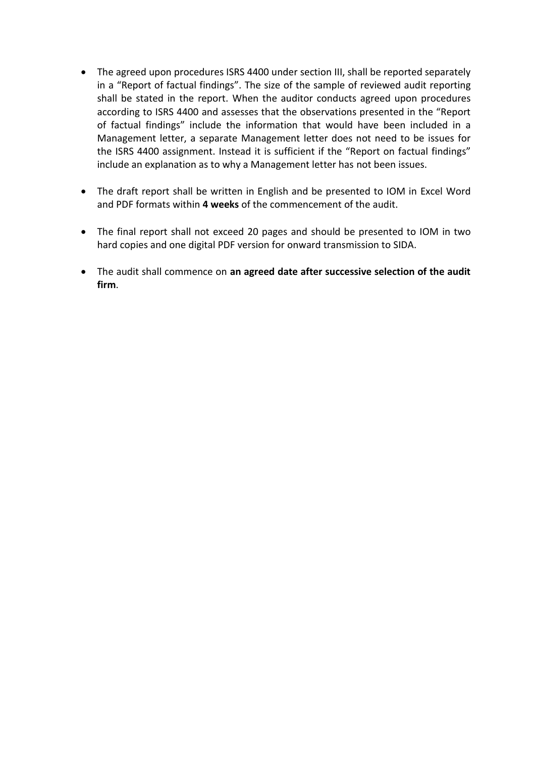- The agreed upon procedures ISRS 4400 under section III, shall be reported separately in a "Report of factual findings". The size of the sample of reviewed audit reporting shall be stated in the report. When the auditor conducts agreed upon procedures according to ISRS 4400 and assesses that the observations presented in the "Report of factual findings" include the information that would have been included in a Management letter, a separate Management letter does not need to be issues for the ISRS 4400 assignment. Instead it is sufficient if the "Report on factual findings" include an explanation as to why a Management letter has not been issues.

- The draft report shall be written in English and be presented to IOM in Excel Word and PDF formats within **4 weeks** of the commencement of the audit.

- The final report shall not exceed 20 pages and should be presented to IOM in two hard copies and one digital PDF version for onward transmission to SIDA.

- The audit shall commence on **an agreed date after successive selection of the audit firm**.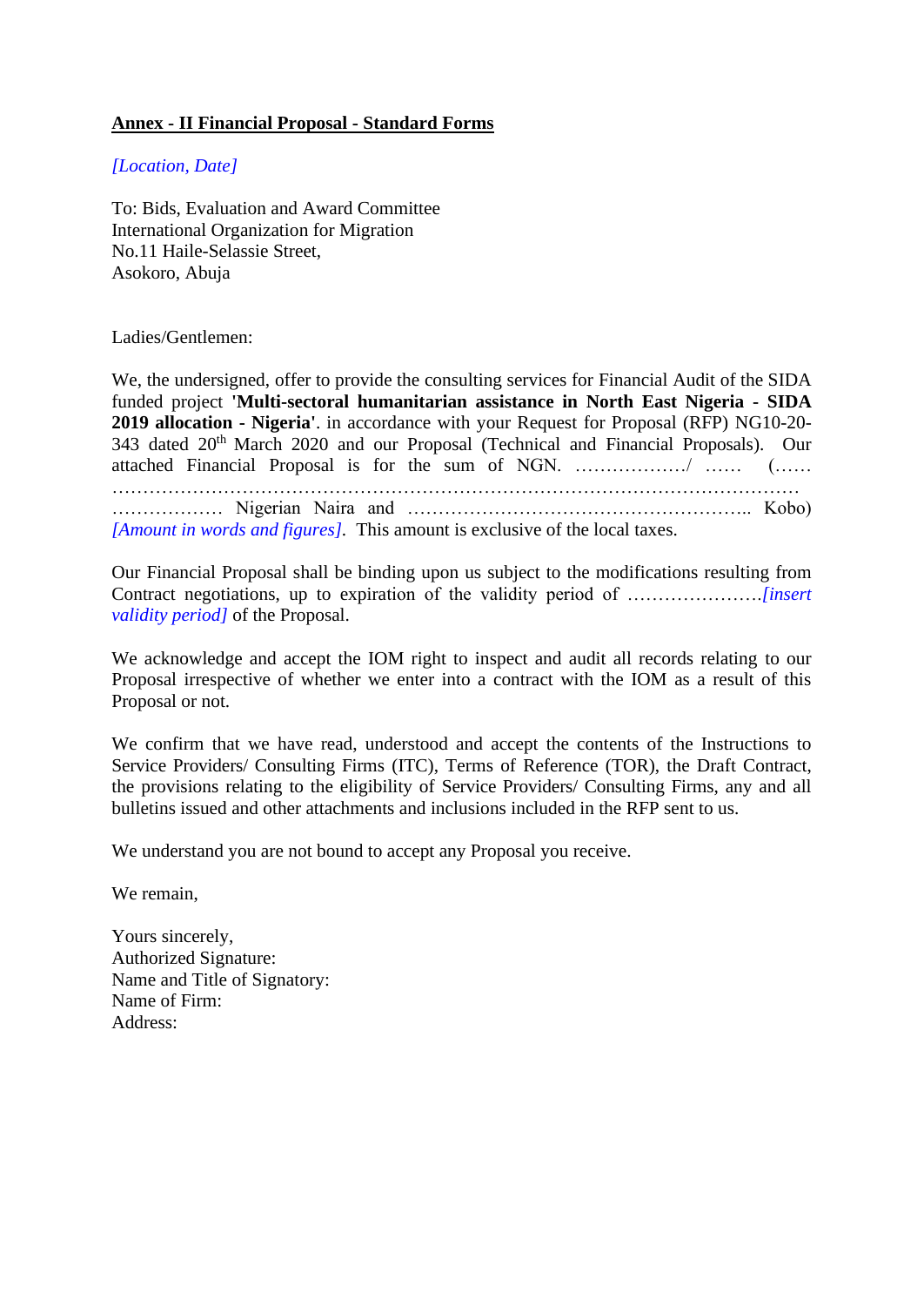**Annex - II Financial Proposal - Standard Forms**

*[Location, Date]*

To: Bids, Evaluation and Award Committee
International Organization for Migration
No.11 Haile-Selassie Street,
Asokoro, Abuja

Ladies/Gentlemen:

We, the undersigned, offer to provide the consulting services for Financial Audit of the SIDA funded project **'Multi-sectoral humanitarian assistance in North East Nigeria - SIDA 2019 allocation - Nigeria'**. in accordance with your Request for Proposal (RFP) NG10-20-343 dated 20th March 2020 and our Proposal (Technical and Financial Proposals). Our attached Financial Proposal is for the sum of NGN. ………………/ …… (…… ……………………………………………………………………………………………… ……………… Nigerian Naira and ……………………………………………….. Kobo) *[Amount in words and figures]*. This amount is exclusive of the local taxes.

Our Financial Proposal shall be binding upon us subject to the modifications resulting from Contract negotiations, up to expiration of the validity period of …………………*[insert validity period]* of the Proposal.

We acknowledge and accept the IOM right to inspect and audit all records relating to our Proposal irrespective of whether we enter into a contract with the IOM as a result of this Proposal or not.

We confirm that we have read, understood and accept the contents of the Instructions to Service Providers/ Consulting Firms (ITC), Terms of Reference (TOR), the Draft Contract, the provisions relating to the eligibility of Service Providers/ Consulting Firms, any and all bulletins issued and other attachments and inclusions included in the RFP sent to us.

We understand you are not bound to accept any Proposal you receive.

We remain,

Yours sincerely,
Authorized Signature:
Name and Title of Signatory:
Name of Firm:
Address: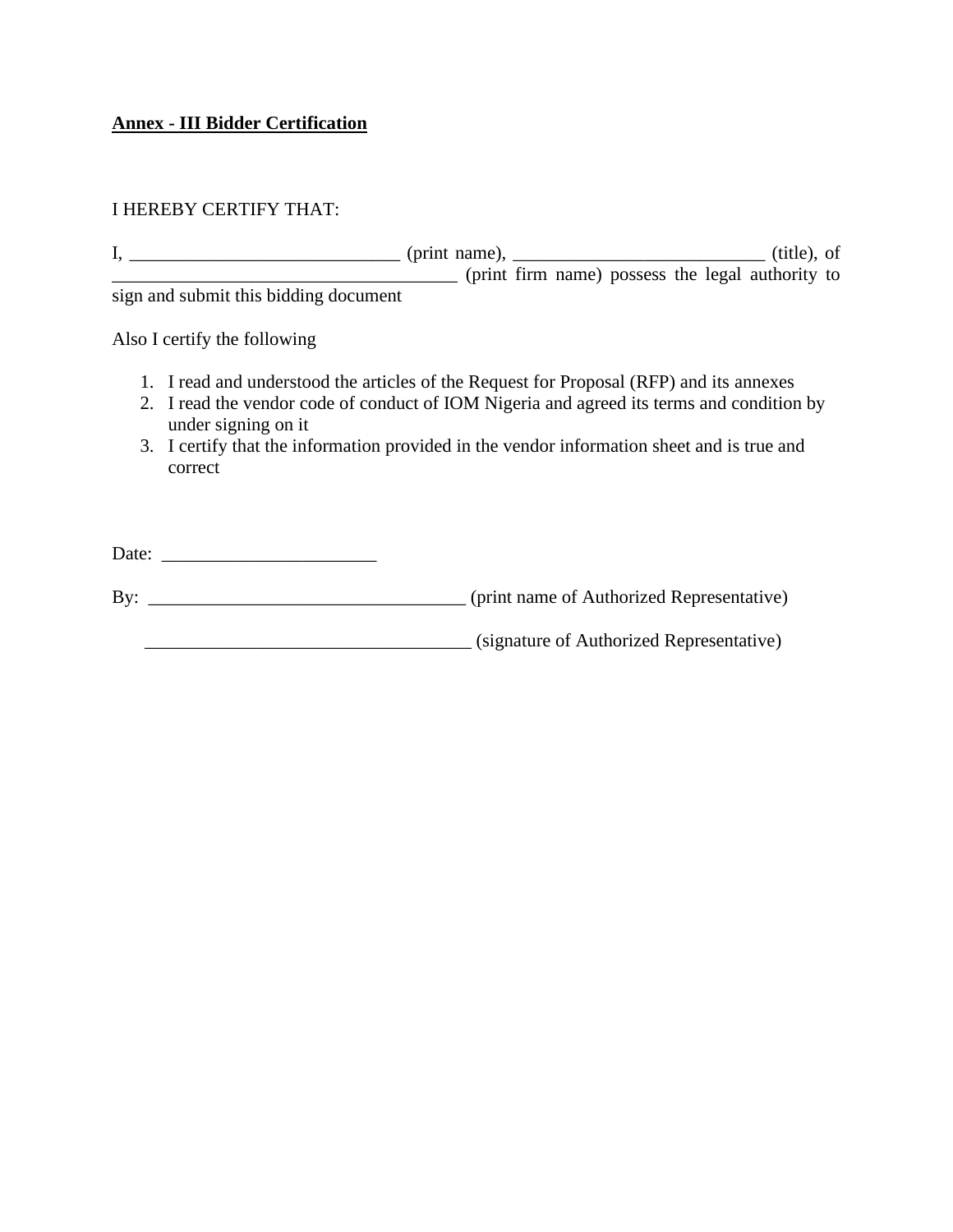**Annex - III Bidder Certification**

I HEREBY CERTIFY THAT:

I, _____________________________ (print name), ___________________________ (title), of ______________________________________ (print firm name) possess the legal authority to sign and submit this bidding document

Also I certify the following

1. I read and understood the articles of the Request for Proposal (RFP) and its annexes
2. I read the vendor code of conduct of IOM Nigeria and agreed its terms and condition by under signing on it
3. I certify that the information provided in the vendor information sheet and is true and correct

Date: _______________________

By: __________________________________ (print name of Authorized Representative)

____________________________________ (signature of Authorized Representative)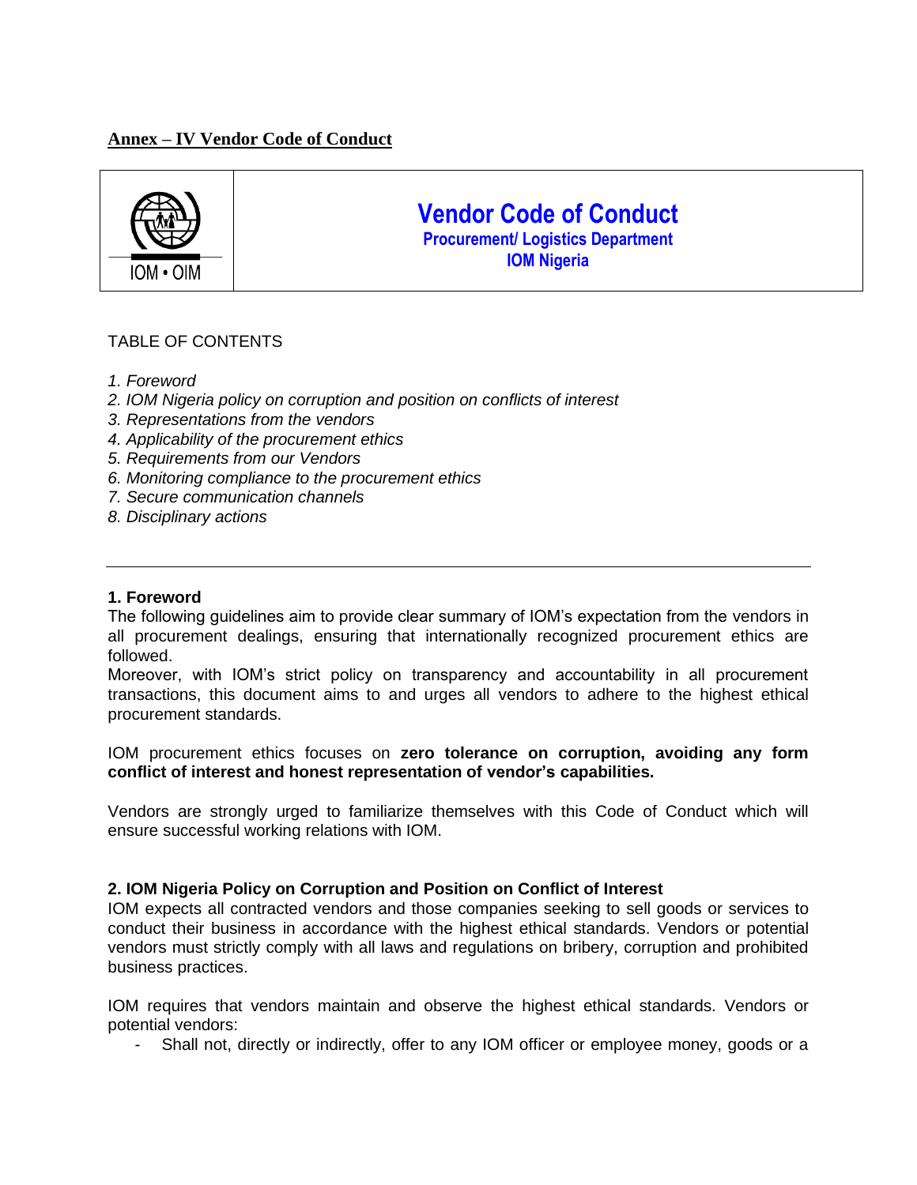**Annex – IV Vendor Code of Conduct**

| IOM • OIM | **Vendor Code of Conduct**<br>**Procurement/ Logistics Department**<br>**IOM Nigeria** |
|---|---|

TABLE OF CONTENTS

*1. Foreword*
*2. IOM Nigeria policy on corruption and position on conflicts of interest*
*3. Representations from the vendors*
*4. Applicability of the procurement ethics*
*5. Requirements from our Vendors*
*6. Monitoring compliance to the procurement ethics*
*7. Secure communication channels*
*8. Disciplinary actions*

---

**1. Foreword**

The following guidelines aim to provide clear summary of IOM's expectation from the vendors in all procurement dealings, ensuring that internationally recognized procurement ethics are followed.

Moreover, with IOM's strict policy on transparency and accountability in all procurement transactions, this document aims to and urges all vendors to adhere to the highest ethical procurement standards.

IOM procurement ethics focuses on **zero tolerance on corruption, avoiding any form conflict of interest and honest representation of vendor's capabilities.**

Vendors are strongly urged to familiarize themselves with this Code of Conduct which will ensure successful working relations with IOM.

**2. IOM Nigeria Policy on Corruption and Position on Conflict of Interest**

IOM expects all contracted vendors and those companies seeking to sell goods or services to conduct their business in accordance with the highest ethical standards. Vendors or potential vendors must strictly comply with all laws and regulations on bribery, corruption and prohibited business practices.

IOM requires that vendors maintain and observe the highest ethical standards. Vendors or potential vendors:

- Shall not, directly or indirectly, offer to any IOM officer or employee money, goods or a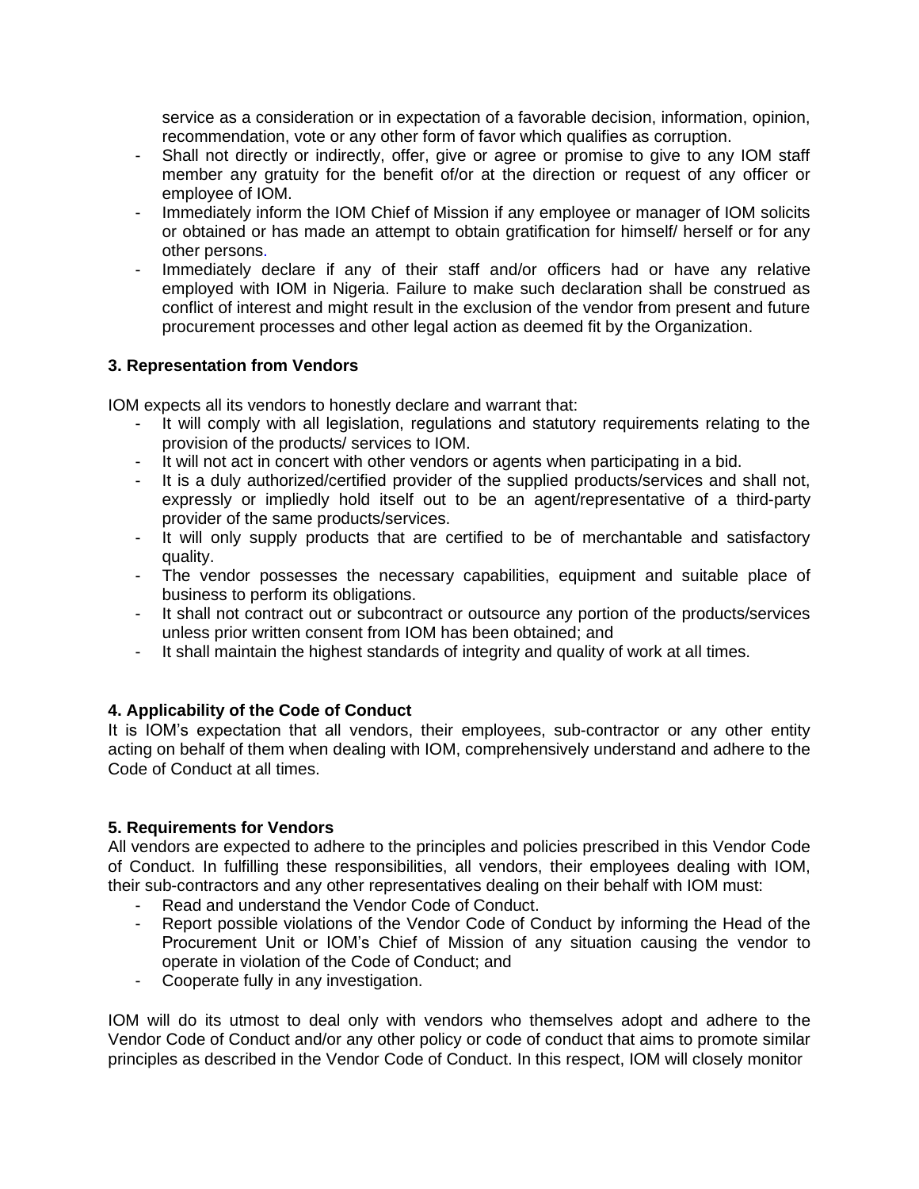service as a consideration or in expectation of a favorable decision, information, opinion, recommendation, vote or any other form of favor which qualifies as corruption.

- Shall not directly or indirectly, offer, give or agree or promise to give to any IOM staff member any gratuity for the benefit of/or at the direction or request of any officer or employee of IOM.
- Immediately inform the IOM Chief of Mission if any employee or manager of IOM solicits or obtained or has made an attempt to obtain gratification for himself/ herself or for any other persons.
- Immediately declare if any of their staff and/or officers had or have any relative employed with IOM in Nigeria. Failure to make such declaration shall be construed as conflict of interest and might result in the exclusion of the vendor from present and future procurement processes and other legal action as deemed fit by the Organization.

**3. Representation from Vendors**

IOM expects all its vendors to honestly declare and warrant that:

- It will comply with all legislation, regulations and statutory requirements relating to the provision of the products/ services to IOM.
- It will not act in concert with other vendors or agents when participating in a bid.
- It is a duly authorized/certified provider of the supplied products/services and shall not, expressly or impliedly hold itself out to be an agent/representative of a third-party provider of the same products/services.
- It will only supply products that are certified to be of merchantable and satisfactory quality.
- The vendor possesses the necessary capabilities, equipment and suitable place of business to perform its obligations.
- It shall not contract out or subcontract or outsource any portion of the products/services unless prior written consent from IOM has been obtained; and
- It shall maintain the highest standards of integrity and quality of work at all times.

**4. Applicability of the Code of Conduct**

It is IOM's expectation that all vendors, their employees, sub-contractor or any other entity acting on behalf of them when dealing with IOM, comprehensively understand and adhere to the Code of Conduct at all times.

**5. Requirements for Vendors**

All vendors are expected to adhere to the principles and policies prescribed in this Vendor Code of Conduct. In fulfilling these responsibilities, all vendors, their employees dealing with IOM, their sub-contractors and any other representatives dealing on their behalf with IOM must:

- Read and understand the Vendor Code of Conduct.
- Report possible violations of the Vendor Code of Conduct by informing the Head of the Procurement Unit or IOM's Chief of Mission of any situation causing the vendor to operate in violation of the Code of Conduct; and
- Cooperate fully in any investigation.

IOM will do its utmost to deal only with vendors who themselves adopt and adhere to the Vendor Code of Conduct and/or any other policy or code of conduct that aims to promote similar principles as described in the Vendor Code of Conduct. In this respect, IOM will closely monitor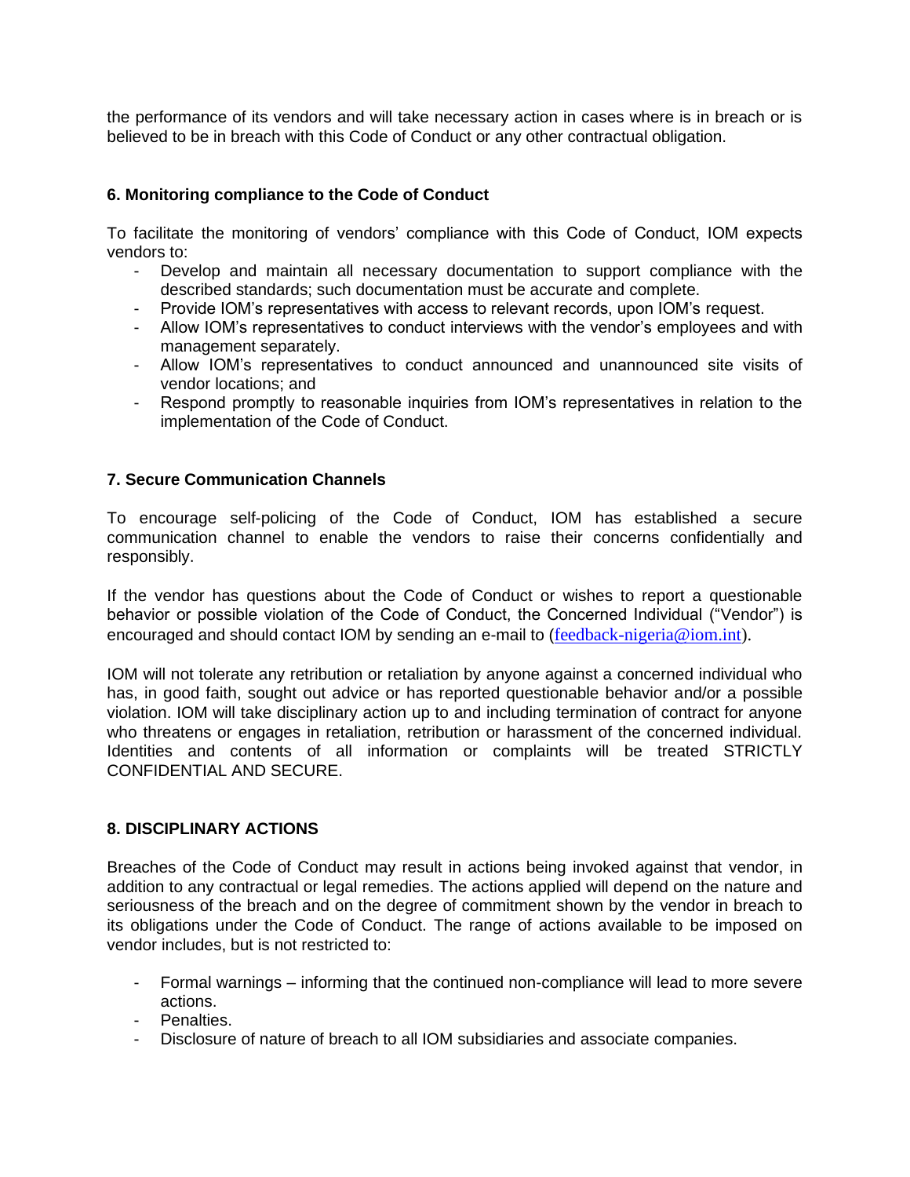the performance of its vendors and will take necessary action in cases where is in breach or is believed to be in breach with this Code of Conduct or any other contractual obligation.

## 6. Monitoring compliance to the Code of Conduct

To facilitate the monitoring of vendors' compliance with this Code of Conduct, IOM expects vendors to:

- Develop and maintain all necessary documentation to support compliance with the described standards; such documentation must be accurate and complete.
- Provide IOM's representatives with access to relevant records, upon IOM's request.
- Allow IOM's representatives to conduct interviews with the vendor's employees and with management separately.
- Allow IOM's representatives to conduct announced and unannounced site visits of vendor locations; and
- Respond promptly to reasonable inquiries from IOM's representatives in relation to the implementation of the Code of Conduct.

## 7. Secure Communication Channels

To encourage self-policing of the Code of Conduct, IOM has established a secure communication channel to enable the vendors to raise their concerns confidentially and responsibly.

If the vendor has questions about the Code of Conduct or wishes to report a questionable behavior or possible violation of the Code of Conduct, the Concerned Individual ("Vendor") is encouraged and should contact IOM by sending an e-mail to (feedback-nigeria@iom.int).

IOM will not tolerate any retribution or retaliation by anyone against a concerned individual who has, in good faith, sought out advice or has reported questionable behavior and/or a possible violation. IOM will take disciplinary action up to and including termination of contract for anyone who threatens or engages in retaliation, retribution or harassment of the concerned individual. Identities and contents of all information or complaints will be treated STRICTLY CONFIDENTIAL AND SECURE.

## 8. DISCIPLINARY ACTIONS

Breaches of the Code of Conduct may result in actions being invoked against that vendor, in addition to any contractual or legal remedies. The actions applied will depend on the nature and seriousness of the breach and on the degree of commitment shown by the vendor in breach to its obligations under the Code of Conduct. The range of actions available to be imposed on vendor includes, but is not restricted to:

- Formal warnings – informing that the continued non-compliance will lead to more severe actions.
- Penalties.
- Disclosure of nature of breach to all IOM subsidiaries and associate companies.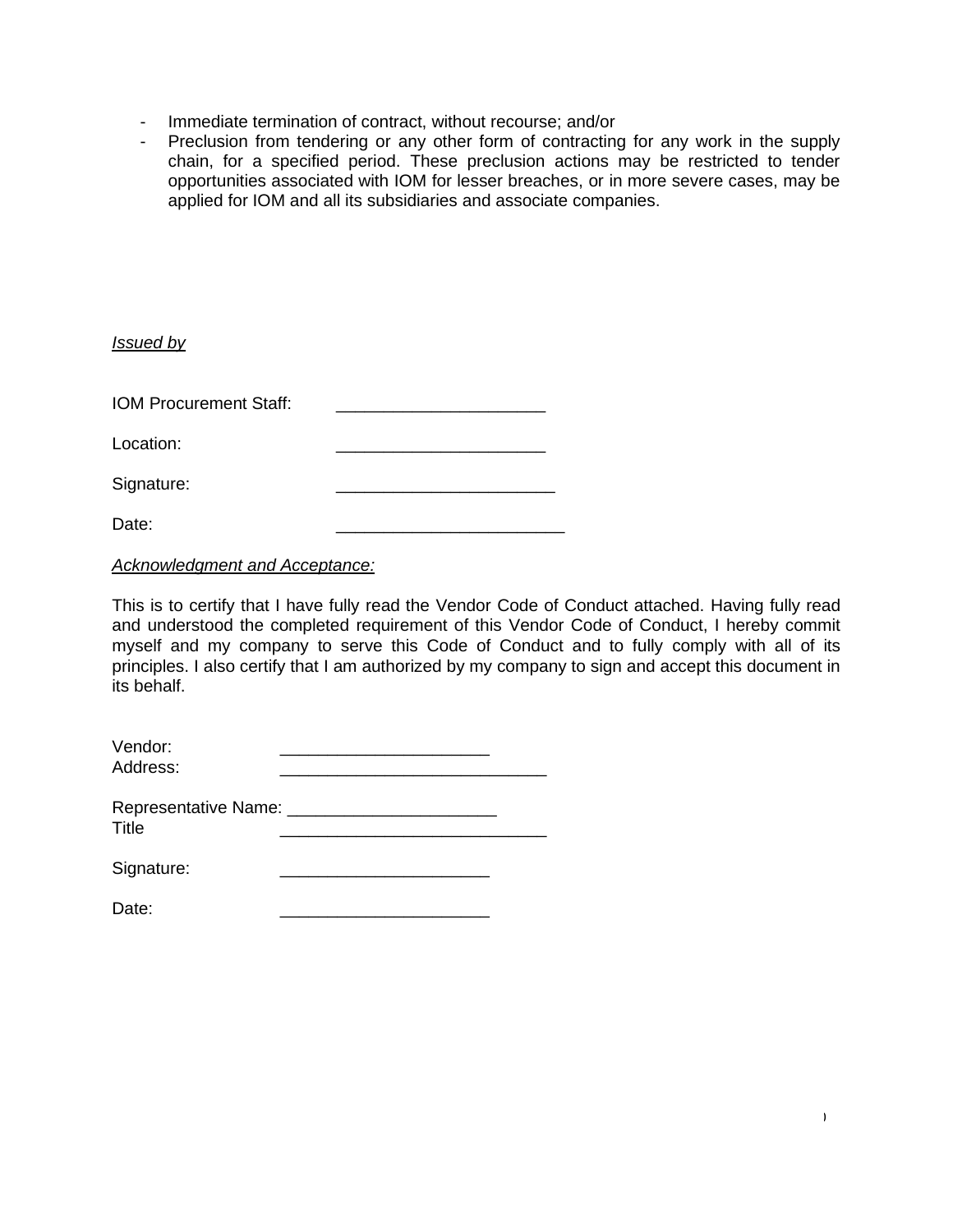- Immediate termination of contract, without recourse; and/or
- Preclusion from tendering or any other form of contracting for any work in the supply chain, for a specified period. These preclusion actions may be restricted to tender opportunities associated with IOM for lesser breaches, or in more severe cases, may be applied for IOM and all its subsidiaries and associate companies.

*Issued by*

IOM Procurement Staff: ______________________

Location: ______________________

Signature: _______________________

Date: ________________________

*Acknowledgment and Acceptance:*

This is to certify that I have fully read the Vendor Code of Conduct attached. Having fully read and understood the completed requirement of this Vendor Code of Conduct, I hereby commit myself and my company to serve this Code of Conduct and to fully comply with all of its principles. I also certify that I am authorized by my company to sign and accept this document in its behalf.

Vendor: ______________________
Address: ____________________________

Representative Name: ______________________
Title ____________________________

Signature: ______________________

Date: ______________________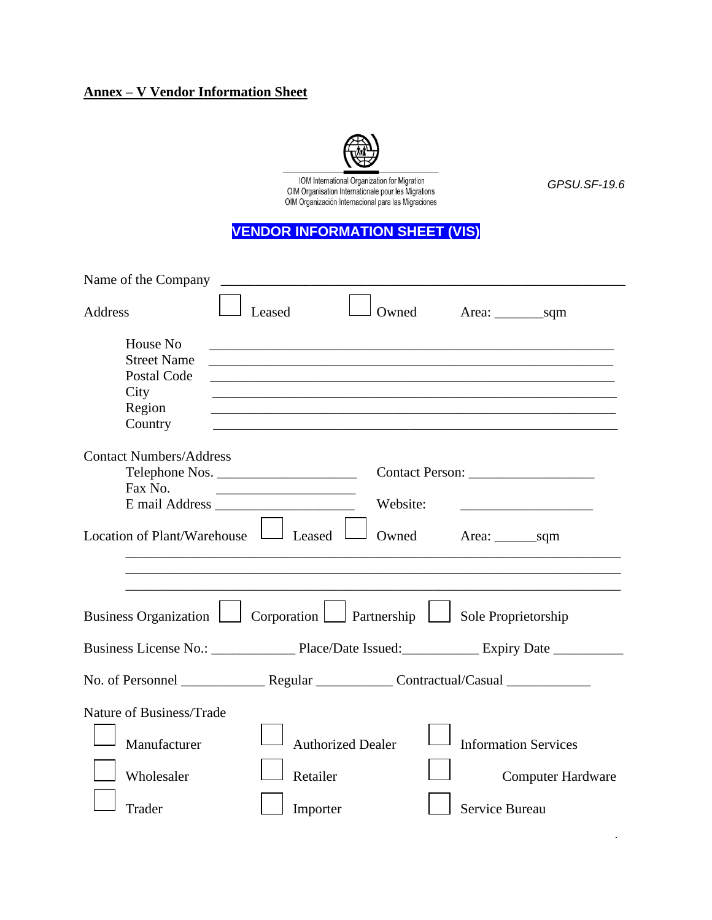**Annex – V Vendor Information Sheet**

IOM International Organization for Migration
OIM Organisation Internationale pour les Migrations
OIM Organización Internacional para las Migraciones

*GPSU.SF-19.6*

## VENDOR INFORMATION SHEET (VIS)

Name of the Company \_\_\_\_\_\_\_\_\_\_\_\_\_\_\_\_\_\_\_\_\_\_\_\_\_\_\_\_\_\_\_\_\_\_\_\_\_\_\_\_\_\_\_\_\_\_\_\_\_\_\_\_\_\_

Address ☐ Leased ☐ Owned Area: \_\_\_\_\_\_\_sqm

- House No \_\_\_\_\_\_\_\_\_\_\_\_\_\_\_\_\_\_\_\_\_\_\_\_\_\_\_\_\_\_\_\_\_\_\_\_\_\_\_\_\_\_\_\_\_\_\_\_\_\_
- Street Name \_\_\_\_\_\_\_\_\_\_\_\_\_\_\_\_\_\_\_\_\_\_\_\_\_\_\_\_\_\_\_\_\_\_\_\_\_\_\_\_\_\_\_\_\_\_\_\_\_\_
- Postal Code \_\_\_\_\_\_\_\_\_\_\_\_\_\_\_\_\_\_\_\_\_\_\_\_\_\_\_\_\_\_\_\_\_\_\_\_\_\_\_\_\_\_\_\_\_\_\_\_\_\_
- City \_\_\_\_\_\_\_\_\_\_\_\_\_\_\_\_\_\_\_\_\_\_\_\_\_\_\_\_\_\_\_\_\_\_\_\_\_\_\_\_\_\_\_\_\_\_\_\_\_\_
- Region \_\_\_\_\_\_\_\_\_\_\_\_\_\_\_\_\_\_\_\_\_\_\_\_\_\_\_\_\_\_\_\_\_\_\_\_\_\_\_\_\_\_\_\_\_\_\_\_\_\_
- Country \_\_\_\_\_\_\_\_\_\_\_\_\_\_\_\_\_\_\_\_\_\_\_\_\_\_\_\_\_\_\_\_\_\_\_\_\_\_\_\_\_\_\_\_\_\_\_\_\_\_

Contact Numbers/Address

- Telephone Nos. \_\_\_\_\_\_\_\_\_\_\_\_\_\_\_\_\_\_ Contact Person: \_\_\_\_\_\_\_\_\_\_\_\_\_\_\_\_\_\_
- Fax No. \_\_\_\_\_\_\_\_\_\_\_\_\_\_\_\_\_\_
- E mail Address \_\_\_\_\_\_\_\_\_\_\_\_\_\_\_\_\_\_ Website: \_\_\_\_\_\_\_\_\_\_\_\_\_\_\_\_\_\_

Location of Plant/Warehouse ☐ Leased ☐ Owned Area: \_\_\_\_\_\_sqm

\_\_\_\_\_\_\_\_\_\_\_\_\_\_\_\_\_\_\_\_\_\_\_\_\_\_\_\_\_\_\_\_\_\_\_\_\_\_\_\_\_\_\_\_\_\_\_\_\_\_\_\_\_\_\_\_\_\_

\_\_\_\_\_\_\_\_\_\_\_\_\_\_\_\_\_\_\_\_\_\_\_\_\_\_\_\_\_\_\_\_\_\_\_\_\_\_\_\_\_\_\_\_\_\_\_\_\_\_\_\_\_\_\_\_\_\_

\_\_\_\_\_\_\_\_\_\_\_\_\_\_\_\_\_\_\_\_\_\_\_\_\_\_\_\_\_\_\_\_\_\_\_\_\_\_\_\_\_\_\_\_\_\_\_\_\_\_\_\_\_\_\_\_\_\_

Business Organization ☐ Corporation ☐ Partnership ☐ Sole Proprietorship

Business License No.: \_\_\_\_\_\_\_\_\_\_\_\_ Place/Date Issued:\_\_\_\_\_\_\_\_\_\_\_ Expiry Date \_\_\_\_\_\_\_\_\_\_

No. of Personnel \_\_\_\_\_\_\_\_\_\_\_\_ Regular \_\_\_\_\_\_\_\_\_\_\_ Contractual/Casual \_\_\_\_\_\_\_\_\_\_\_\_

Nature of Business/Trade

| | | |
|---|---|---|
| ☐ Manufacturer | ☐ Authorized Dealer | ☐ Information Services |
| ☐ Wholesaler | ☐ Retailer | ☐ Computer Hardware |
| ☐ Trader | ☐ Importer | ☐ Service Bureau |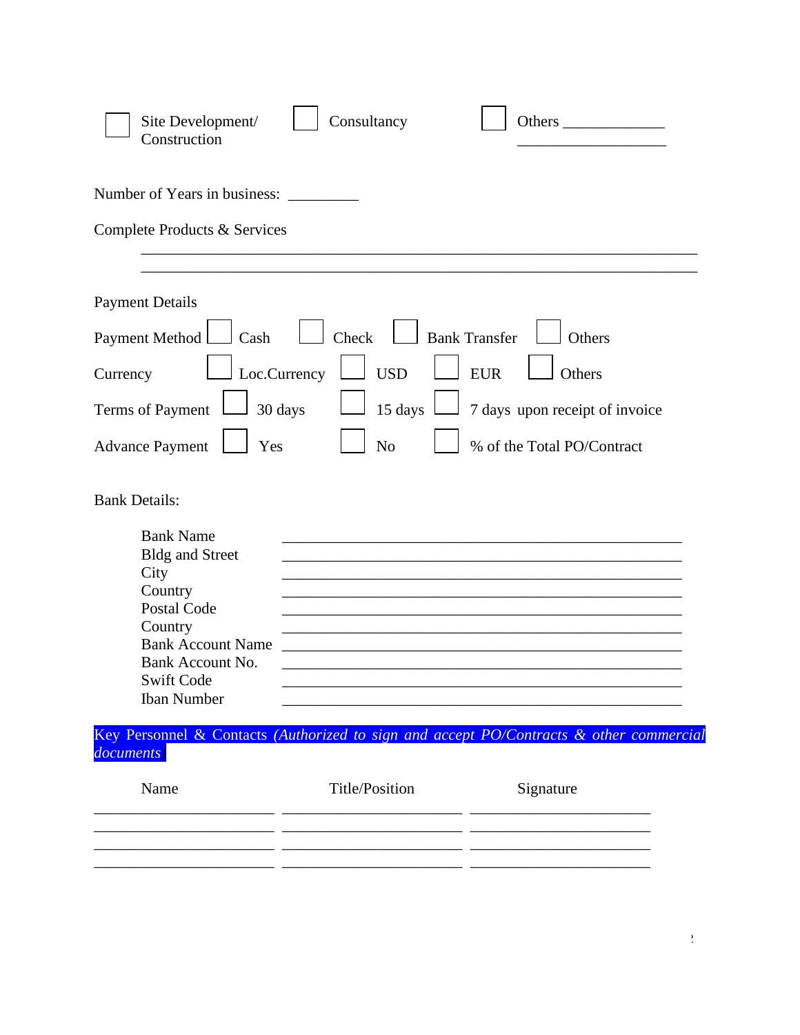☐ Site Development/ Construction ☐ Consultancy ☐ Others ____________
____________________

Number of Years in business: _________

Complete Products & Services

_______________________________________________________________________
_______________________________________________________________________

Payment Details

Payment Method ☐ Cash ☐ Check ☐ Bank Transfer ☐ Others

Currency ☐ Loc.Currency ☐ USD ☐ EUR ☐ Others

Terms of Payment ☐ 30 days ☐ 15 days ☐ 7 days upon receipt of invoice

Advance Payment ☐ Yes ☐ No ☐ % of the Total PO/Contract

Bank Details:

Bank Name ____________________________________________________
Bldg and Street ____________________________________________________
City ____________________________________________________
Country ____________________________________________________
Postal Code ____________________________________________________
Country ____________________________________________________
Bank Account Name ____________________________________________________
Bank Account No. ____________________________________________________
Swift Code ____________________________________________________
Iban Number ____________________________________________________

Key Personnel & Contacts *(Authorized to sign and accept PO/Contracts & other commercial documents*

| Name | Title/Position | Signature |
| --- | --- | --- |
| | | |
| | | |
| | | |
| | | |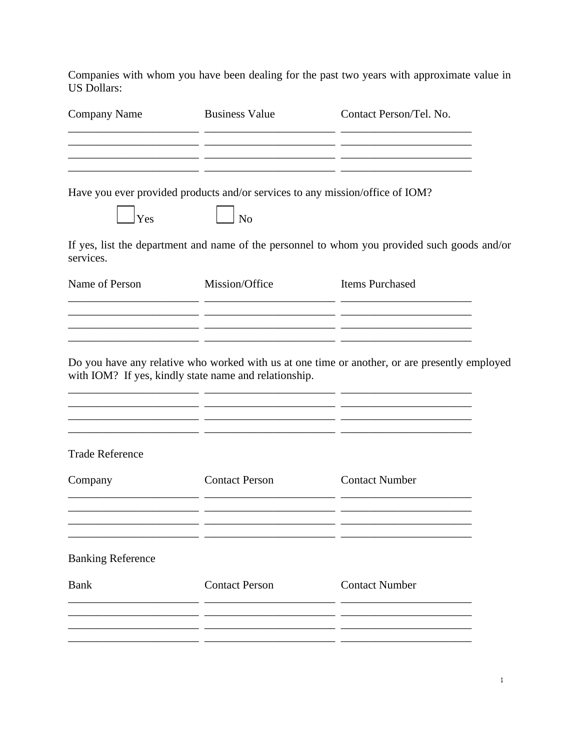Companies with whom you have been dealing for the past two years with approximate value in US Dollars:

| Company Name | Business Value | Contact Person/Tel. No. |
| --- | --- | --- |
| | | |
| | | |
| | | |
| | | |

Have you ever provided products and/or services to any mission/office of IOM?

☐ Yes ☐ No

If yes, list the department and name of the personnel to whom you provided such goods and/or services.

| Name of Person | Mission/Office | Items Purchased |
| --- | --- | --- |
| | | |
| | | |
| | | |
| | | |

Do you have any relative who worked with us at one time or another, or are presently employed with IOM? If yes, kindly state name and relationship.

| | | |
| --- | --- | --- |
| | | |
| | | |
| | | |
| | | |

Trade Reference

| Company | Contact Person | Contact Number |
| --- | --- | --- |
| | | |
| | | |
| | | |
| | | |

Banking Reference

| Bank | Contact Person | Contact Number |
| --- | --- | --- |
| | | |
| | | |
| | | |
| | | |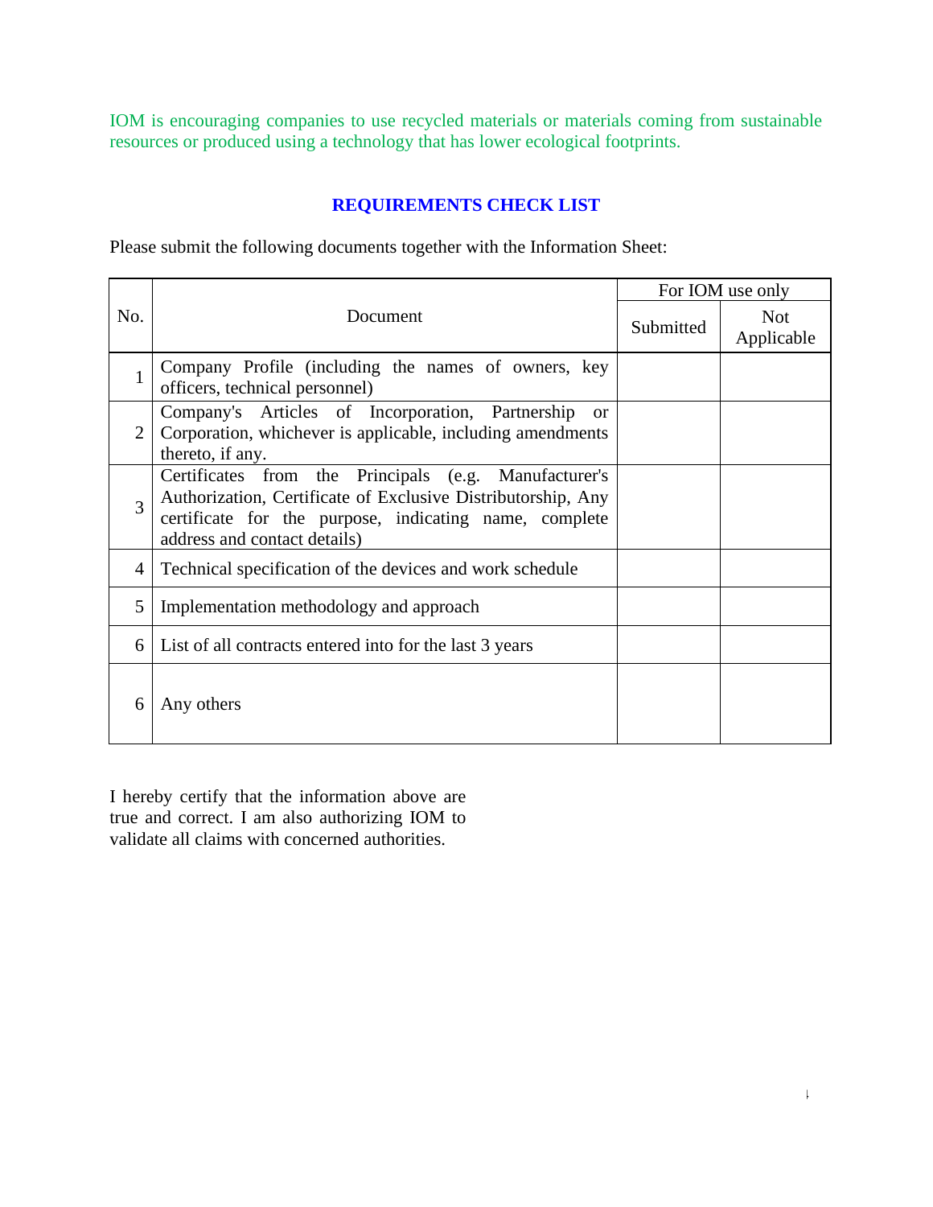IOM is encouraging companies to use recycled materials or materials coming from sustainable resources or produced using a technology that has lower ecological footprints.

## REQUIREMENTS CHECK LIST

Please submit the following documents together with the Information Sheet:

| No. | Document | For IOM use only | |
|---|---|---|---|
| | | Submitted | Not Applicable |
| 1 | Company Profile (including the names of owners, key officers, technical personnel) | | |
| 2 | Company's Articles of Incorporation, Partnership or Corporation, whichever is applicable, including amendments thereto, if any. | | |
| 3 | Certificates from the Principals (e.g. Manufacturer's Authorization, Certificate of Exclusive Distributorship, Any certificate for the purpose, indicating name, complete address and contact details) | | |
| 4 | Technical specification of the devices and work schedule | | |
| 5 | Implementation methodology and approach | | |
| 6 | List of all contracts entered into for the last 3 years | | |
| 6 | Any others | | |

I hereby certify that the information above are true and correct. I am also authorizing IOM to validate all claims with concerned authorities.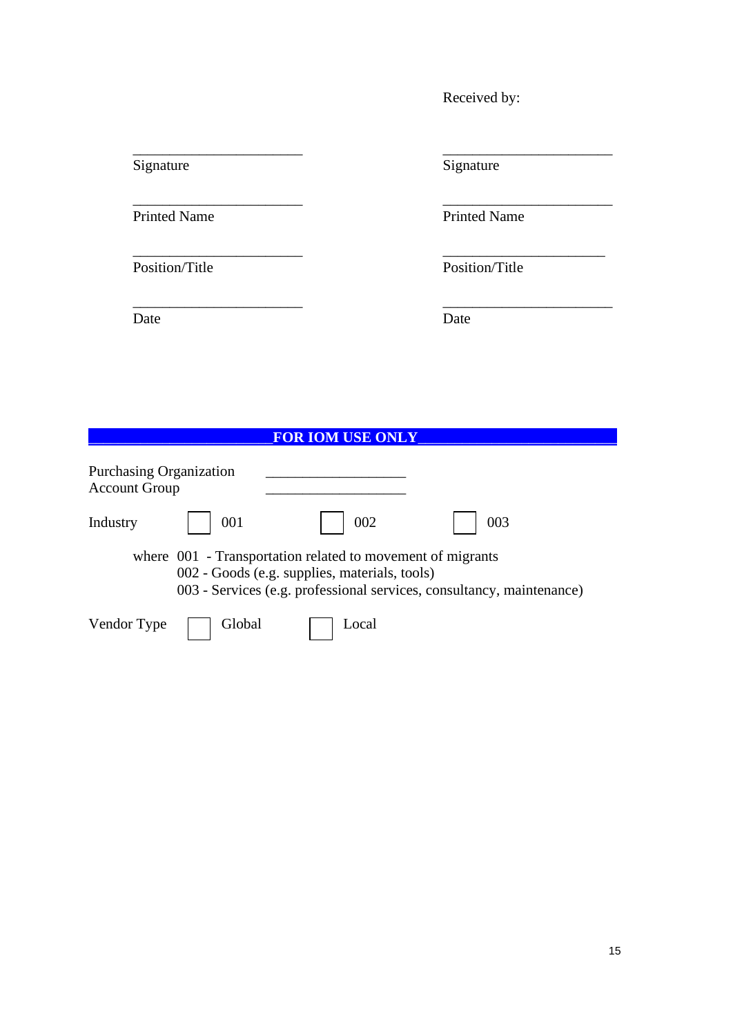Received by:

| | |
|---|---|
| _______________________ | _______________________ |
| Signature | Signature |
| _______________________ | _______________________ |
| Printed Name | Printed Name |
| _______________________ | _______________________ |
| Position/Title | Position/Title |
| _______________________ | _______________________ |
| Date | Date |

**FOR IOM USE ONLY**

Purchasing Organization ___________________

Account Group ___________________

Industry ☐ 001 ☐ 002 ☐ 003

where 001 - Transportation related to movement of migrants
002 - Goods (e.g. supplies, materials, tools)
003 - Services (e.g. professional services, consultancy, maintenance)

Vendor Type ☐ Global ☐ Local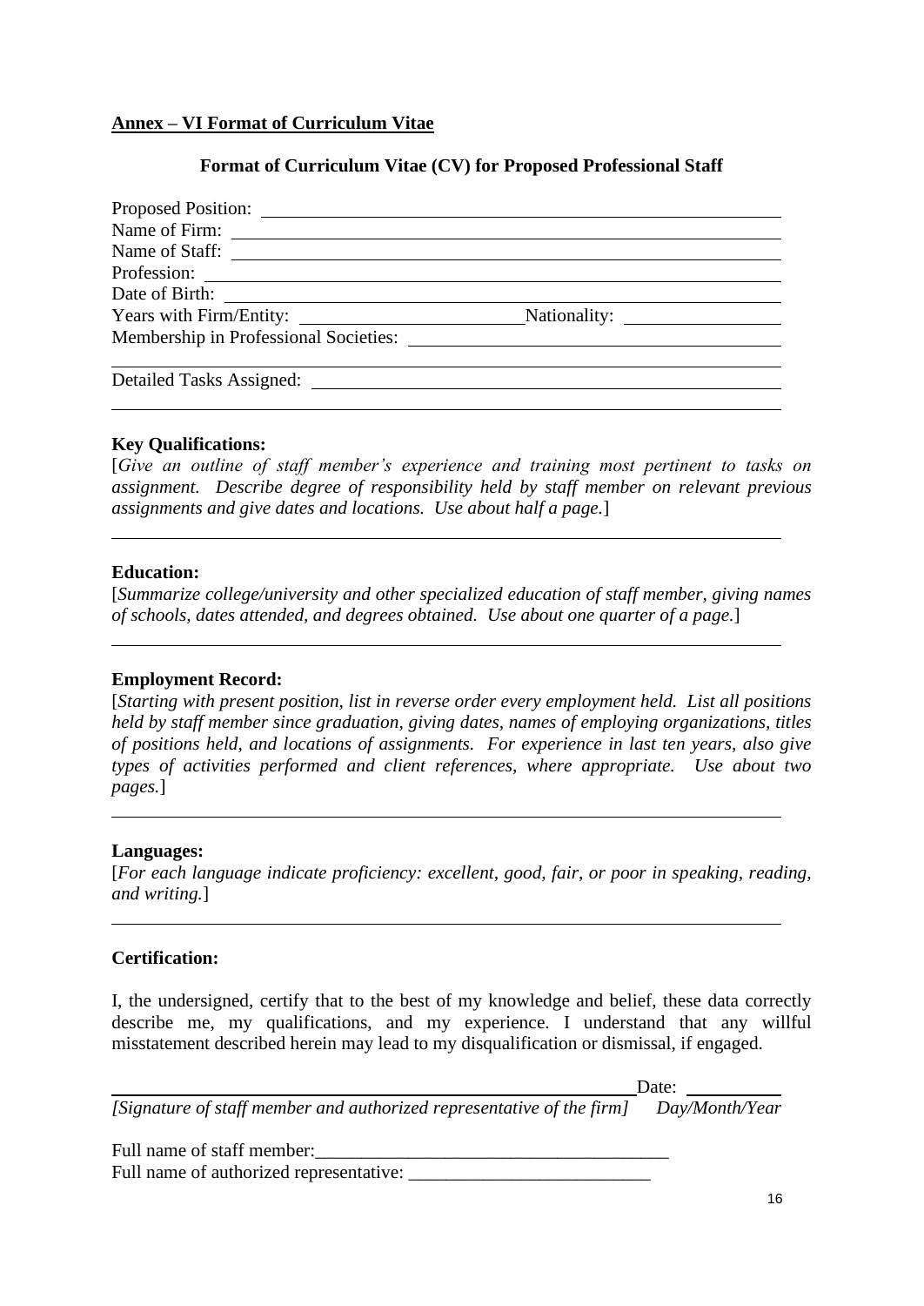**Annex – VI Format of Curriculum Vitae**

**Format of Curriculum Vitae (CV) for Proposed Professional Staff**

Proposed Position: ______________________________

Name of Firm: ______________________________

Name of Staff: ______________________________

Profession: ______________________________

Date of Birth: ______________________________

Years with Firm/Entity: ______________ Nationality: ______________

Membership in Professional Societies: ______________________________

______________________________

Detailed Tasks Assigned: ______________________________

______________________________

**Key Qualifications:**

[*Give an outline of staff member's experience and training most pertinent to tasks on assignment. Describe degree of responsibility held by staff member on relevant previous assignments and give dates and locations. Use about half a page.*]

______________________________

**Education:**

[*Summarize college/university and other specialized education of staff member, giving names of schools, dates attended, and degrees obtained. Use about one quarter of a page.*]

______________________________

**Employment Record:**

[*Starting with present position, list in reverse order every employment held. List all positions held by staff member since graduation, giving dates, names of employing organizations, titles of positions held, and locations of assignments. For experience in last ten years, also give types of activities performed and client references, where appropriate. Use about two pages.*]

______________________________

**Languages:**

[*For each language indicate proficiency: excellent, good, fair, or poor in speaking, reading, and writing.*]

______________________________

**Certification:**

I, the undersigned, certify that to the best of my knowledge and belief, these data correctly describe me, my qualifications, and my experience. I understand that any willful misstatement described herein may lead to my disqualification or dismissal, if engaged.

______________________________ Date: __________

*[Signature of staff member and authorized representative of the firm]* *Day/Month/Year*

Full name of staff member:______________________________

Full name of authorized representative: ______________________________